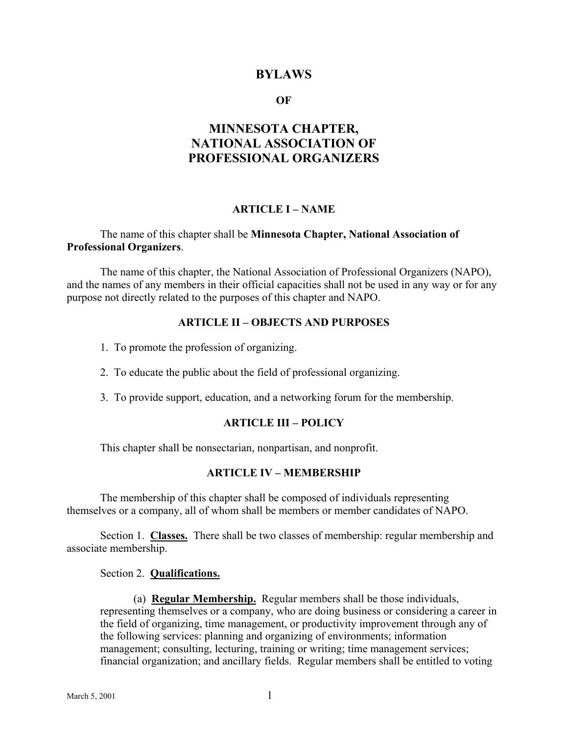# BYLAWS

## OF

# MINNESOTA CHAPTER, NATIONAL ASSOCIATION OF PROFESSIONAL ORGANIZERS

### ARTICLE I – NAME

The name of this chapter shall be **Minnesota Chapter, National Association of Professional Organizers**.

The name of this chapter, the National Association of Professional Organizers (NAPO), and the names of any members in their official capacities shall not be used in any way or for any purpose not directly related to the purposes of this chapter and NAPO.

### ARTICLE II – OBJECTS AND PURPOSES

1. To promote the profession of organizing.
2. To educate the public about the field of professional organizing.
3. To provide support, education, and a networking forum for the membership.

### ARTICLE III – POLICY

This chapter shall be nonsectarian, nonpartisan, and nonprofit.

### ARTICLE IV – MEMBERSHIP

The membership of this chapter shall be composed of individuals representing themselves or a company, all of whom shall be members or member candidates of NAPO.

Section 1. **Classes.** There shall be two classes of membership: regular membership and associate membership.

Section 2. **Qualifications.**

(a) **Regular Membership.** Regular members shall be those individuals, representing themselves or a company, who are doing business or considering a career in the field of organizing, time management, or productivity improvement through any of the following services: planning and organizing of environments; information management; consulting, lecturing, training or writing; time management services; financial organization; and ancillary fields. Regular members shall be entitled to voting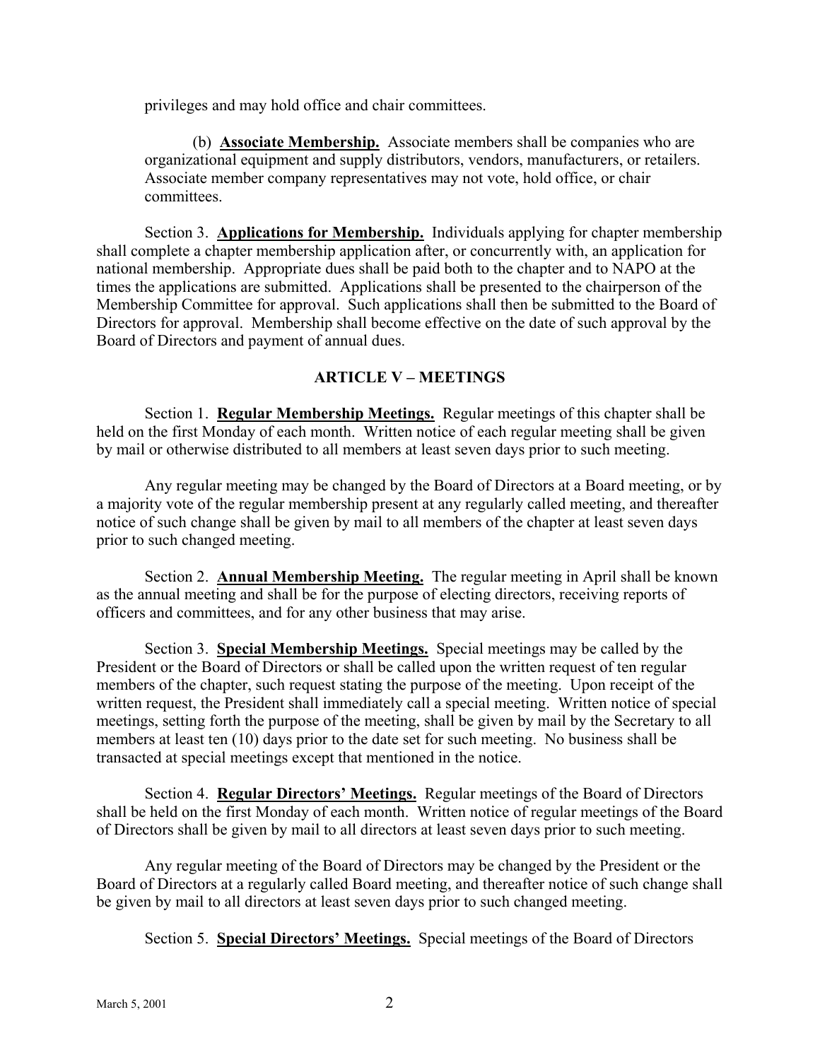privileges and may hold office and chair committees.

(b) **Associate Membership.** Associate members shall be companies who are organizational equipment and supply distributors, vendors, manufacturers, or retailers. Associate member company representatives may not vote, hold office, or chair committees.

Section 3. **Applications for Membership.** Individuals applying for chapter membership shall complete a chapter membership application after, or concurrently with, an application for national membership. Appropriate dues shall be paid both to the chapter and to NAPO at the times the applications are submitted. Applications shall be presented to the chairperson of the Membership Committee for approval. Such applications shall then be submitted to the Board of Directors for approval. Membership shall become effective on the date of such approval by the Board of Directors and payment of annual dues.

## ARTICLE V – MEETINGS

Section 1. **Regular Membership Meetings.** Regular meetings of this chapter shall be held on the first Monday of each month. Written notice of each regular meeting shall be given by mail or otherwise distributed to all members at least seven days prior to such meeting.

Any regular meeting may be changed by the Board of Directors at a Board meeting, or by a majority vote of the regular membership present at any regularly called meeting, and thereafter notice of such change shall be given by mail to all members of the chapter at least seven days prior to such changed meeting.

Section 2. **Annual Membership Meeting.** The regular meeting in April shall be known as the annual meeting and shall be for the purpose of electing directors, receiving reports of officers and committees, and for any other business that may arise.

Section 3. **Special Membership Meetings.** Special meetings may be called by the President or the Board of Directors or shall be called upon the written request of ten regular members of the chapter, such request stating the purpose of the meeting. Upon receipt of the written request, the President shall immediately call a special meeting. Written notice of special meetings, setting forth the purpose of the meeting, shall be given by mail by the Secretary to all members at least ten (10) days prior to the date set for such meeting. No business shall be transacted at special meetings except that mentioned in the notice.

Section 4. **Regular Directors' Meetings.** Regular meetings of the Board of Directors shall be held on the first Monday of each month. Written notice of regular meetings of the Board of Directors shall be given by mail to all directors at least seven days prior to such meeting.

Any regular meeting of the Board of Directors may be changed by the President or the Board of Directors at a regularly called Board meeting, and thereafter notice of such change shall be given by mail to all directors at least seven days prior to such changed meeting.

Section 5. **Special Directors' Meetings.** Special meetings of the Board of Directors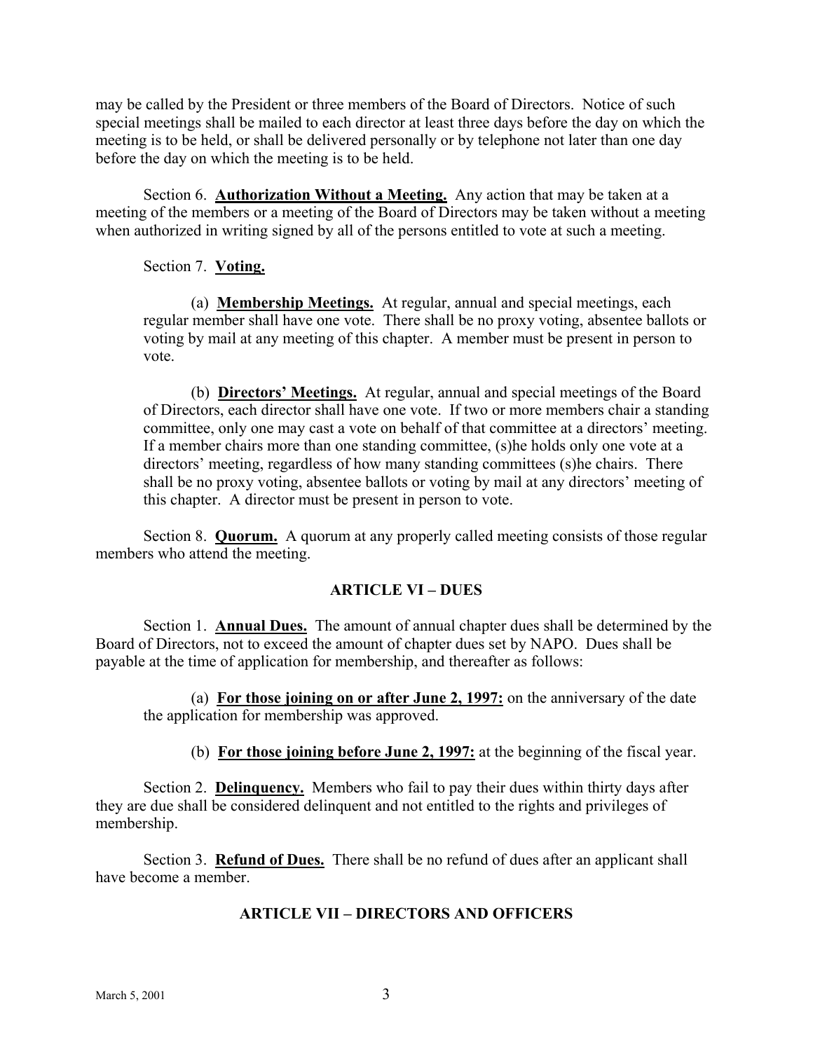may be called by the President or three members of the Board of Directors. Notice of such special meetings shall be mailed to each director at least three days before the day on which the meeting is to be held, or shall be delivered personally or by telephone not later than one day before the day on which the meeting is to be held.

Section 6. **Authorization Without a Meeting.** Any action that may be taken at a meeting of the members or a meeting of the Board of Directors may be taken without a meeting when authorized in writing signed by all of the persons entitled to vote at such a meeting.

Section 7. **Voting.**

(a) **Membership Meetings.** At regular, annual and special meetings, each regular member shall have one vote. There shall be no proxy voting, absentee ballots or voting by mail at any meeting of this chapter. A member must be present in person to vote.

(b) **Directors' Meetings.** At regular, annual and special meetings of the Board of Directors, each director shall have one vote. If two or more members chair a standing committee, only one may cast a vote on behalf of that committee at a directors' meeting. If a member chairs more than one standing committee, (s)he holds only one vote at a directors' meeting, regardless of how many standing committees (s)he chairs. There shall be no proxy voting, absentee ballots or voting by mail at any directors' meeting of this chapter. A director must be present in person to vote.

Section 8. **Quorum.** A quorum at any properly called meeting consists of those regular members who attend the meeting.

## ARTICLE VI – DUES

Section 1. **Annual Dues.** The amount of annual chapter dues shall be determined by the Board of Directors, not to exceed the amount of chapter dues set by NAPO. Dues shall be payable at the time of application for membership, and thereafter as follows:

(a) **For those joining on or after June 2, 1997:** on the anniversary of the date the application for membership was approved.

(b) **For those joining before June 2, 1997:** at the beginning of the fiscal year.

Section 2. **Delinquency.** Members who fail to pay their dues within thirty days after they are due shall be considered delinquent and not entitled to the rights and privileges of membership.

Section 3. **Refund of Dues.** There shall be no refund of dues after an applicant shall have become a member.

## ARTICLE VII – DIRECTORS AND OFFICERS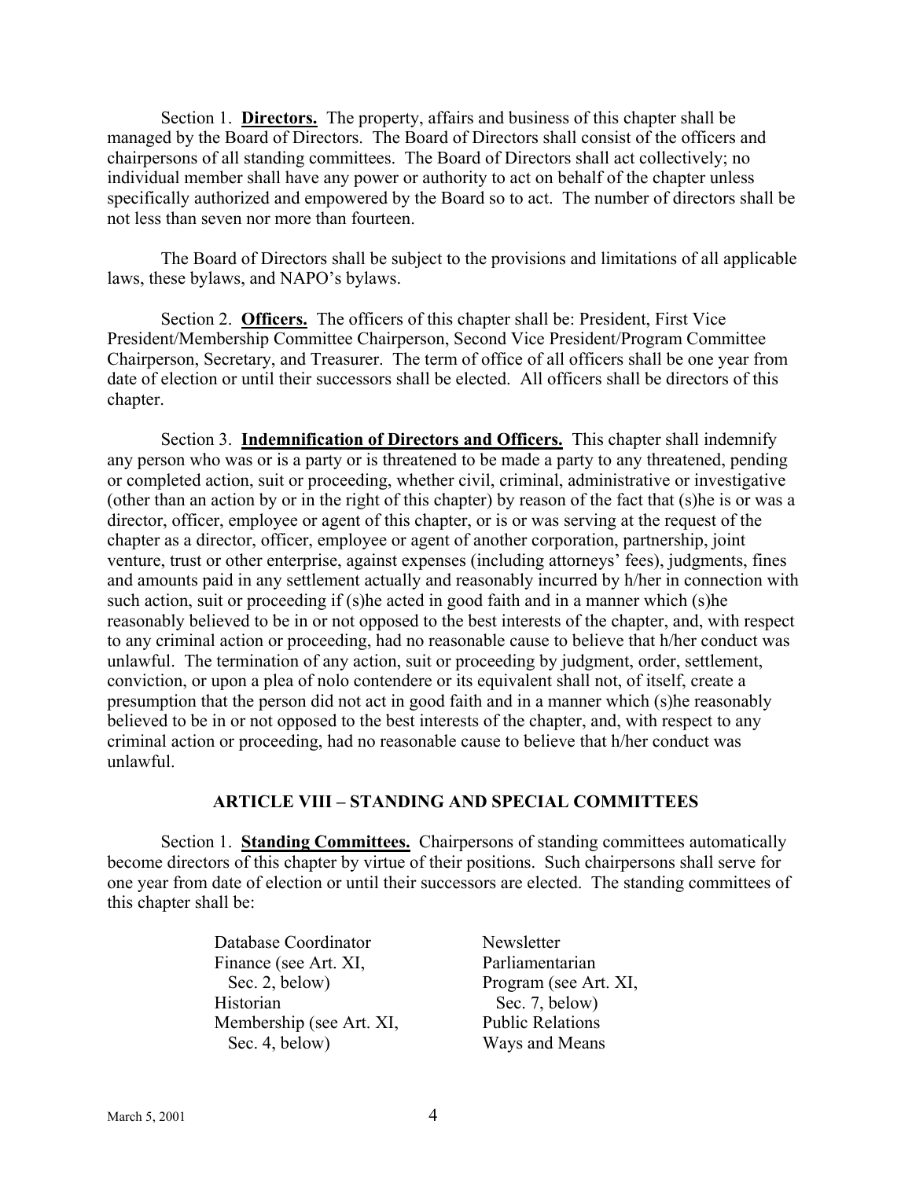Section 1. **Directors.** The property, affairs and business of this chapter shall be managed by the Board of Directors. The Board of Directors shall consist of the officers and chairpersons of all standing committees. The Board of Directors shall act collectively; no individual member shall have any power or authority to act on behalf of the chapter unless specifically authorized and empowered by the Board so to act. The number of directors shall be not less than seven nor more than fourteen.

The Board of Directors shall be subject to the provisions and limitations of all applicable laws, these bylaws, and NAPO's bylaws.

Section 2. **Officers.** The officers of this chapter shall be: President, First Vice President/Membership Committee Chairperson, Second Vice President/Program Committee Chairperson, Secretary, and Treasurer. The term of office of all officers shall be one year from date of election or until their successors shall be elected. All officers shall be directors of this chapter.

Section 3. **Indemnification of Directors and Officers.** This chapter shall indemnify any person who was or is a party or is threatened to be made a party to any threatened, pending or completed action, suit or proceeding, whether civil, criminal, administrative or investigative (other than an action by or in the right of this chapter) by reason of the fact that (s)he is or was a director, officer, employee or agent of this chapter, or is or was serving at the request of the chapter as a director, officer, employee or agent of another corporation, partnership, joint venture, trust or other enterprise, against expenses (including attorneys' fees), judgments, fines and amounts paid in any settlement actually and reasonably incurred by h/her in connection with such action, suit or proceeding if (s)he acted in good faith and in a manner which (s)he reasonably believed to be in or not opposed to the best interests of the chapter, and, with respect to any criminal action or proceeding, had no reasonable cause to believe that h/her conduct was unlawful. The termination of any action, suit or proceeding by judgment, order, settlement, conviction, or upon a plea of nolo contendere or its equivalent shall not, of itself, create a presumption that the person did not act in good faith and in a manner which (s)he reasonably believed to be in or not opposed to the best interests of the chapter, and, with respect to any criminal action or proceeding, had no reasonable cause to believe that h/her conduct was unlawful.

## ARTICLE VIII – STANDING AND SPECIAL COMMITTEES

Section 1. **Standing Committees.** Chairpersons of standing committees automatically become directors of this chapter by virtue of their positions. Such chairpersons shall serve for one year from date of election or until their successors are elected. The standing committees of this chapter shall be:

- Database Coordinator
- Finance (see Art. XI, Sec. 2, below)
- Historian
- Membership (see Art. XI, Sec. 4, below)
- Newsletter
- Parliamentarian
- Program (see Art. XI, Sec. 7, below)
- Public Relations
- Ways and Means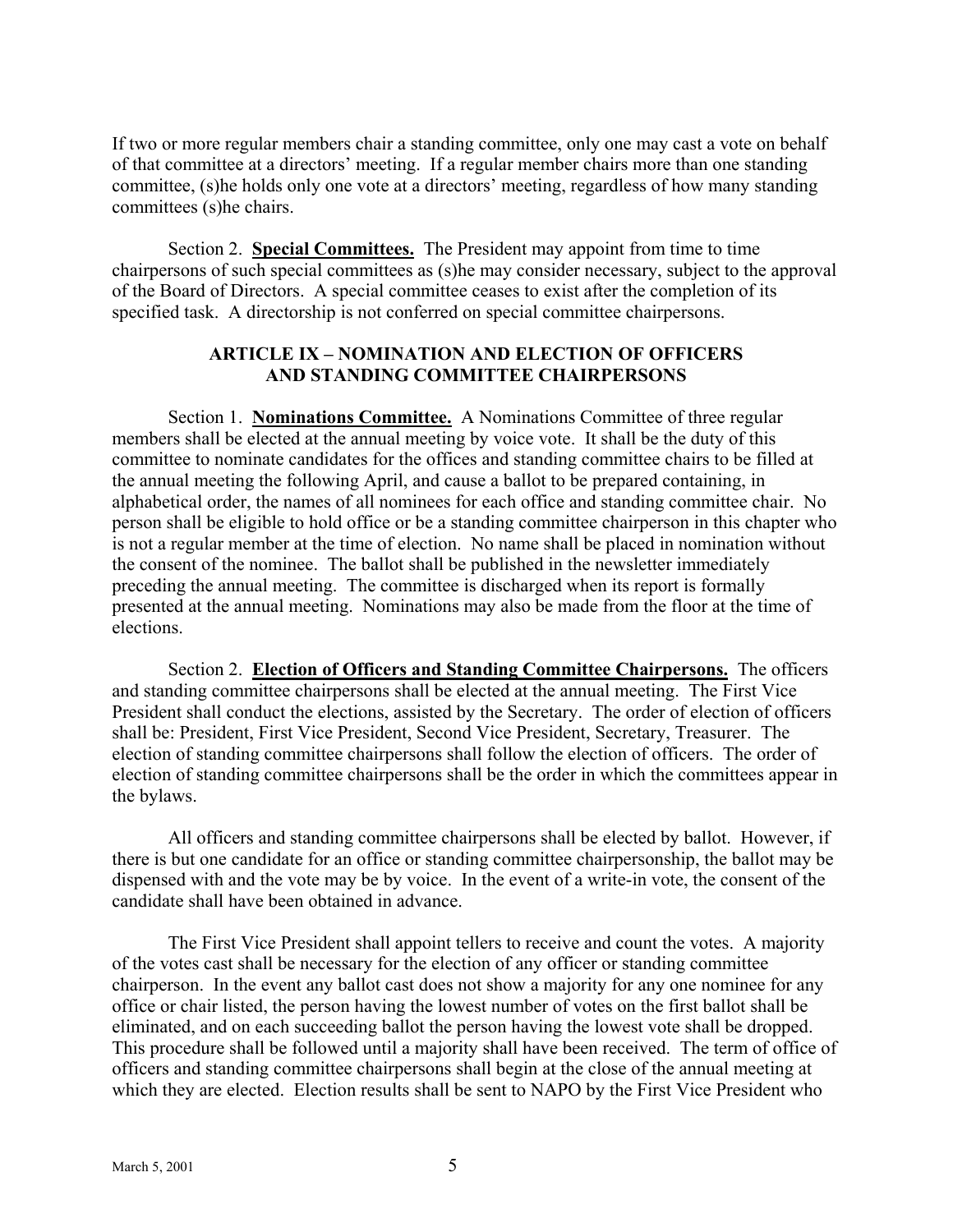If two or more regular members chair a standing committee, only one may cast a vote on behalf of that committee at a directors' meeting. If a regular member chairs more than one standing committee, (s)he holds only one vote at a directors' meeting, regardless of how many standing committees (s)he chairs.

Section 2. **Special Committees.** The President may appoint from time to time chairpersons of such special committees as (s)he may consider necessary, subject to the approval of the Board of Directors. A special committee ceases to exist after the completion of its specified task. A directorship is not conferred on special committee chairpersons.

## ARTICLE IX – NOMINATION AND ELECTION OF OFFICERS AND STANDING COMMITTEE CHAIRPERSONS

Section 1. **Nominations Committee.** A Nominations Committee of three regular members shall be elected at the annual meeting by voice vote. It shall be the duty of this committee to nominate candidates for the offices and standing committee chairs to be filled at the annual meeting the following April, and cause a ballot to be prepared containing, in alphabetical order, the names of all nominees for each office and standing committee chair. No person shall be eligible to hold office or be a standing committee chairperson in this chapter who is not a regular member at the time of election. No name shall be placed in nomination without the consent of the nominee. The ballot shall be published in the newsletter immediately preceding the annual meeting. The committee is discharged when its report is formally presented at the annual meeting. Nominations may also be made from the floor at the time of elections.

Section 2. **Election of Officers and Standing Committee Chairpersons.** The officers and standing committee chairpersons shall be elected at the annual meeting. The First Vice President shall conduct the elections, assisted by the Secretary. The order of election of officers shall be: President, First Vice President, Second Vice President, Secretary, Treasurer. The election of standing committee chairpersons shall follow the election of officers. The order of election of standing committee chairpersons shall be the order in which the committees appear in the bylaws.

All officers and standing committee chairpersons shall be elected by ballot. However, if there is but one candidate for an office or standing committee chairpersonship, the ballot may be dispensed with and the vote may be by voice. In the event of a write-in vote, the consent of the candidate shall have been obtained in advance.

The First Vice President shall appoint tellers to receive and count the votes. A majority of the votes cast shall be necessary for the election of any officer or standing committee chairperson. In the event any ballot cast does not show a majority for any one nominee for any office or chair listed, the person having the lowest number of votes on the first ballot shall be eliminated, and on each succeeding ballot the person having the lowest vote shall be dropped. This procedure shall be followed until a majority shall have been received. The term of office of officers and standing committee chairpersons shall begin at the close of the annual meeting at which they are elected. Election results shall be sent to NAPO by the First Vice President who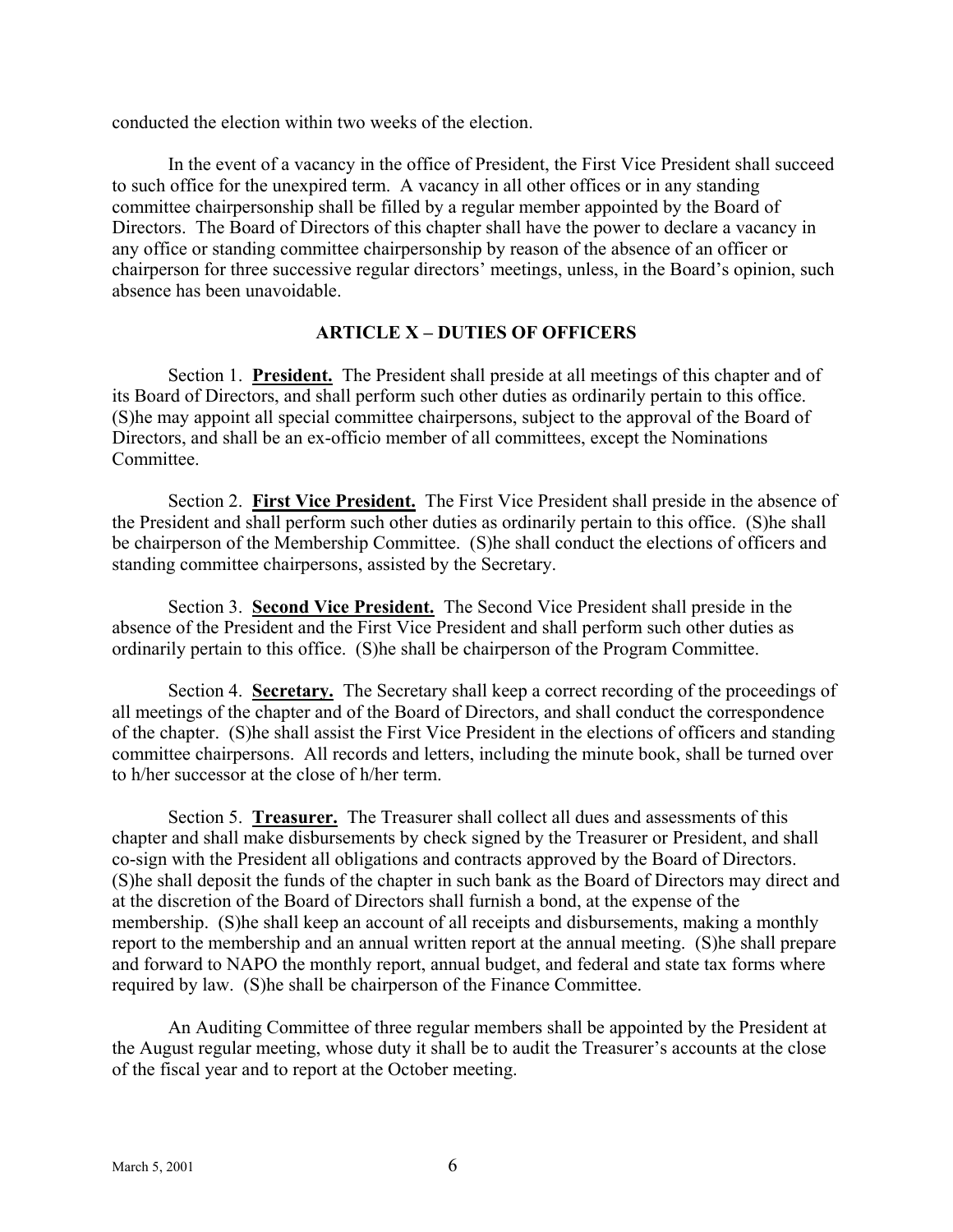conducted the election within two weeks of the election.

In the event of a vacancy in the office of President, the First Vice President shall succeed to such office for the unexpired term. A vacancy in all other offices or in any standing committee chairpersonship shall be filled by a regular member appointed by the Board of Directors. The Board of Directors of this chapter shall have the power to declare a vacancy in any office or standing committee chairpersonship by reason of the absence of an officer or chairperson for three successive regular directors' meetings, unless, in the Board's opinion, such absence has been unavoidable.

## ARTICLE X – DUTIES OF OFFICERS

Section 1. **President.** The President shall preside at all meetings of this chapter and of its Board of Directors, and shall perform such other duties as ordinarily pertain to this office. (S)he may appoint all special committee chairpersons, subject to the approval of the Board of Directors, and shall be an ex-officio member of all committees, except the Nominations Committee.

Section 2. **First Vice President.** The First Vice President shall preside in the absence of the President and shall perform such other duties as ordinarily pertain to this office. (S)he shall be chairperson of the Membership Committee. (S)he shall conduct the elections of officers and standing committee chairpersons, assisted by the Secretary.

Section 3. **Second Vice President.** The Second Vice President shall preside in the absence of the President and the First Vice President and shall perform such other duties as ordinarily pertain to this office. (S)he shall be chairperson of the Program Committee.

Section 4. **Secretary.** The Secretary shall keep a correct recording of the proceedings of all meetings of the chapter and of the Board of Directors, and shall conduct the correspondence of the chapter. (S)he shall assist the First Vice President in the elections of officers and standing committee chairpersons. All records and letters, including the minute book, shall be turned over to h/her successor at the close of h/her term.

Section 5. **Treasurer.** The Treasurer shall collect all dues and assessments of this chapter and shall make disbursements by check signed by the Treasurer or President, and shall co-sign with the President all obligations and contracts approved by the Board of Directors. (S)he shall deposit the funds of the chapter in such bank as the Board of Directors may direct and at the discretion of the Board of Directors shall furnish a bond, at the expense of the membership. (S)he shall keep an account of all receipts and disbursements, making a monthly report to the membership and an annual written report at the annual meeting. (S)he shall prepare and forward to NAPO the monthly report, annual budget, and federal and state tax forms where required by law. (S)he shall be chairperson of the Finance Committee.

An Auditing Committee of three regular members shall be appointed by the President at the August regular meeting, whose duty it shall be to audit the Treasurer's accounts at the close of the fiscal year and to report at the October meeting.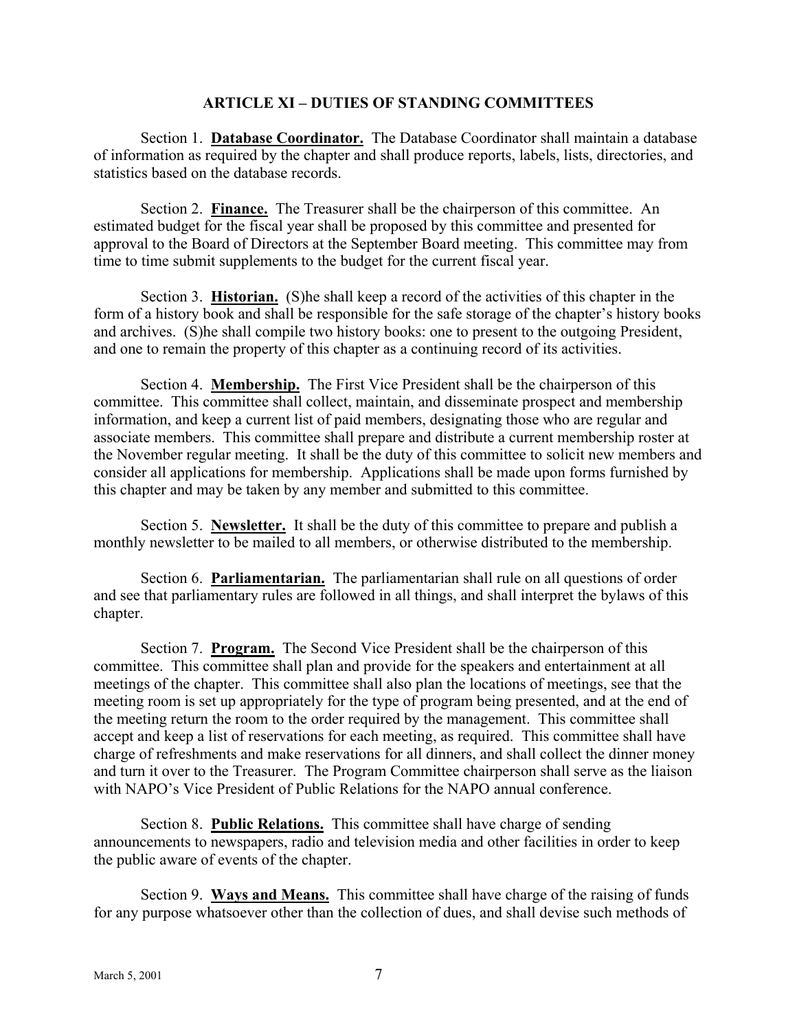## ARTICLE XI – DUTIES OF STANDING COMMITTEES

Section 1. **Database Coordinator.** The Database Coordinator shall maintain a database of information as required by the chapter and shall produce reports, labels, lists, directories, and statistics based on the database records.

Section 2. **Finance.** The Treasurer shall be the chairperson of this committee. An estimated budget for the fiscal year shall be proposed by this committee and presented for approval to the Board of Directors at the September Board meeting. This committee may from time to time submit supplements to the budget for the current fiscal year.

Section 3. **Historian.** (S)he shall keep a record of the activities of this chapter in the form of a history book and shall be responsible for the safe storage of the chapter's history books and archives. (S)he shall compile two history books: one to present to the outgoing President, and one to remain the property of this chapter as a continuing record of its activities.

Section 4. **Membership.** The First Vice President shall be the chairperson of this committee. This committee shall collect, maintain, and disseminate prospect and membership information, and keep a current list of paid members, designating those who are regular and associate members. This committee shall prepare and distribute a current membership roster at the November regular meeting. It shall be the duty of this committee to solicit new members and consider all applications for membership. Applications shall be made upon forms furnished by this chapter and may be taken by any member and submitted to this committee.

Section 5. **Newsletter.** It shall be the duty of this committee to prepare and publish a monthly newsletter to be mailed to all members, or otherwise distributed to the membership.

Section 6. **Parliamentarian.** The parliamentarian shall rule on all questions of order and see that parliamentary rules are followed in all things, and shall interpret the bylaws of this chapter.

Section 7. **Program.** The Second Vice President shall be the chairperson of this committee. This committee shall plan and provide for the speakers and entertainment at all meetings of the chapter. This committee shall also plan the locations of meetings, see that the meeting room is set up appropriately for the type of program being presented, and at the end of the meeting return the room to the order required by the management. This committee shall accept and keep a list of reservations for each meeting, as required. This committee shall have charge of refreshments and make reservations for all dinners, and shall collect the dinner money and turn it over to the Treasurer. The Program Committee chairperson shall serve as the liaison with NAPO's Vice President of Public Relations for the NAPO annual conference.

Section 8. **Public Relations.** This committee shall have charge of sending announcements to newspapers, radio and television media and other facilities in order to keep the public aware of events of the chapter.

Section 9. **Ways and Means.** This committee shall have charge of the raising of funds for any purpose whatsoever other than the collection of dues, and shall devise such methods of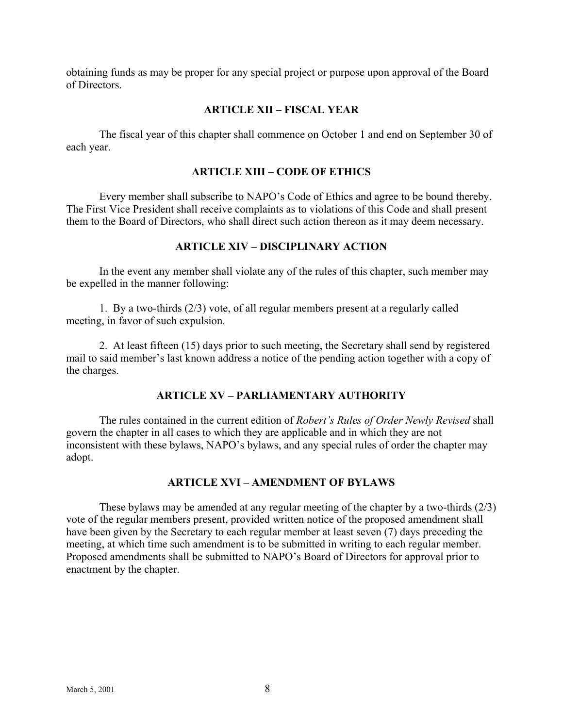obtaining funds as may be proper for any special project or purpose upon approval of the Board of Directors.

## ARTICLE XII – FISCAL YEAR

The fiscal year of this chapter shall commence on October 1 and end on September 30 of each year.

## ARTICLE XIII – CODE OF ETHICS

Every member shall subscribe to NAPO's Code of Ethics and agree to be bound thereby. The First Vice President shall receive complaints as to violations of this Code and shall present them to the Board of Directors, who shall direct such action thereon as it may deem necessary.

## ARTICLE XIV – DISCIPLINARY ACTION

In the event any member shall violate any of the rules of this chapter, such member may be expelled in the manner following:

1. By a two-thirds (2/3) vote, of all regular members present at a regularly called meeting, in favor of such expulsion.

2. At least fifteen (15) days prior to such meeting, the Secretary shall send by registered mail to said member's last known address a notice of the pending action together with a copy of the charges.

## ARTICLE XV – PARLIAMENTARY AUTHORITY

The rules contained in the current edition of *Robert's Rules of Order Newly Revised* shall govern the chapter in all cases to which they are applicable and in which they are not inconsistent with these bylaws, NAPO's bylaws, and any special rules of order the chapter may adopt.

## ARTICLE XVI – AMENDMENT OF BYLAWS

These bylaws may be amended at any regular meeting of the chapter by a two-thirds (2/3) vote of the regular members present, provided written notice of the proposed amendment shall have been given by the Secretary to each regular member at least seven (7) days preceding the meeting, at which time such amendment is to be submitted in writing to each regular member. Proposed amendments shall be submitted to NAPO's Board of Directors for approval prior to enactment by the chapter.

March 5, 2001